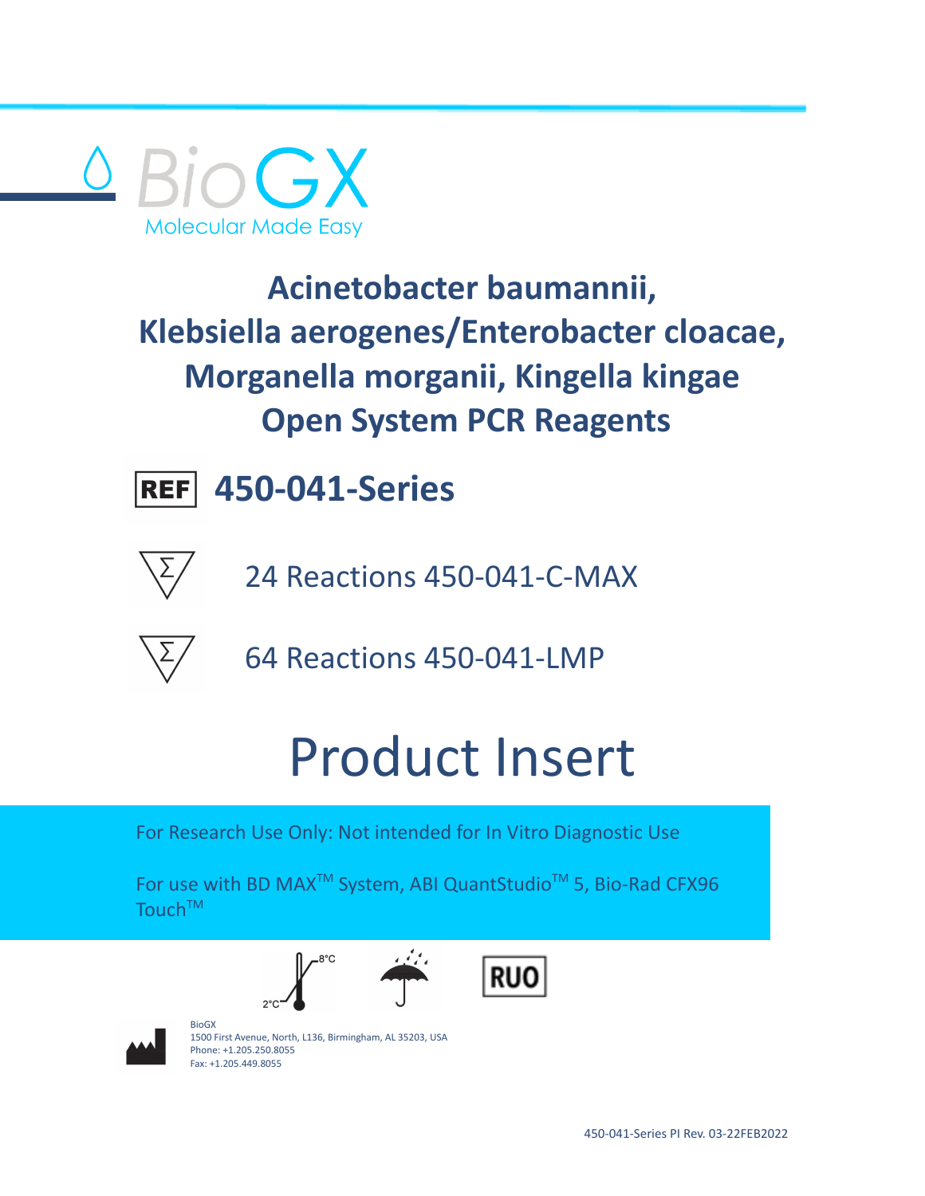BioGX

Molecular Made Easy

# Acinetobacter baumannii, Klebsiella aerogenes/Enterobacter cloacae, Morganella morganii, Kingella kingae Open System PCR Reagents

## REF 450-041-Series

24 Reactions 450-041-C-MAX

64 Reactions 450-041-LMP

# Product Insert

For Research Use Only: Not intended for In Vitro Diagnostic Use

For use with BD MAX™ System, ABI QuantStudio™ 5, Bio-Rad CFX96 Touch™

2°C – 8°C

RUO

BioGX
1500 First Avenue, North, L136, Birmingham, AL 35203, USA
Phone: +1.205.250.8055
Fax: +1.205.449.8055

450-041-Series PI Rev. 03-22FEB2022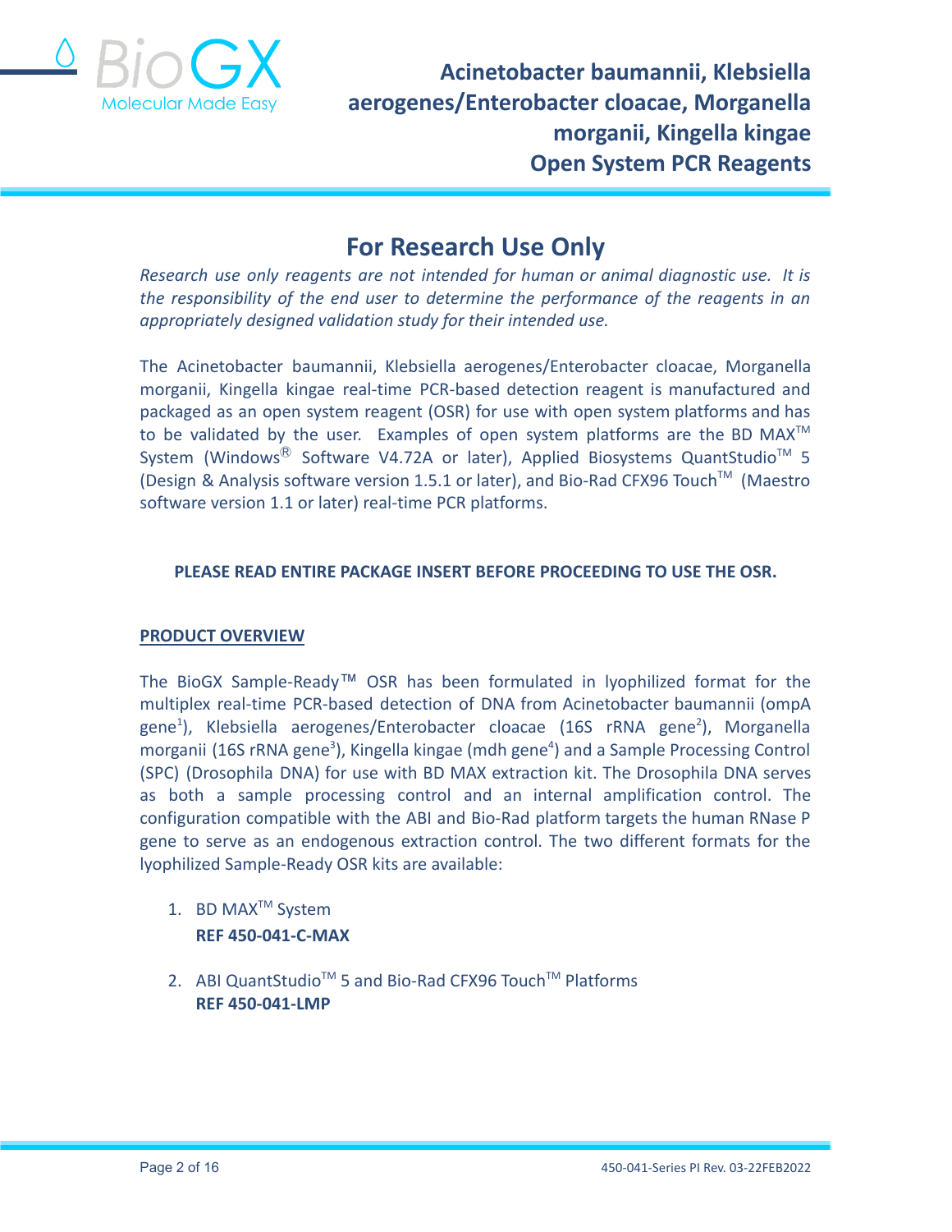# For Research Use Only

*Research use only reagents are not intended for human or animal diagnostic use. It is the responsibility of the end user to determine the performance of the reagents in an appropriately designed validation study for their intended use.*

The Acinetobacter baumannii, Klebsiella aerogenes/Enterobacter cloacae, Morganella morganii, Kingella kingae real-time PCR-based detection reagent is manufactured and packaged as an open system reagent (OSR) for use with open system platforms and has to be validated by the user. Examples of open system platforms are the BD MAX™ System (Windows® Software V4.72A or later), Applied Biosystems QuantStudio™ 5 (Design & Analysis software version 1.5.1 or later), and Bio-Rad CFX96 Touch™ (Maestro software version 1.1 or later) real-time PCR platforms.

**PLEASE READ ENTIRE PACKAGE INSERT BEFORE PROCEEDING TO USE THE OSR.**

## PRODUCT OVERVIEW

The BioGX Sample-Ready™ OSR has been formulated in lyophilized format for the multiplex real-time PCR-based detection of DNA from Acinetobacter baumannii (ompA gene[1]), Klebsiella aerogenes/Enterobacter cloacae (16S rRNA gene[2]), Morganella morganii (16S rRNA gene[3]), Kingella kingae (mdh gene[4]) and a Sample Processing Control (SPC) (Drosophila DNA) for use with BD MAX extraction kit. The Drosophila DNA serves as both a sample processing control and an internal amplification control. The configuration compatible with the ABI and Bio-Rad platform targets the human RNase P gene to serve as an endogenous extraction control. The two different formats for the lyophilized Sample-Ready OSR kits are available:

1. BD MAX™ System
   **REF 450-041-C-MAX**

2. ABI QuantStudio™ 5 and Bio-Rad CFX96 Touch™ Platforms
   **REF 450-041-LMP**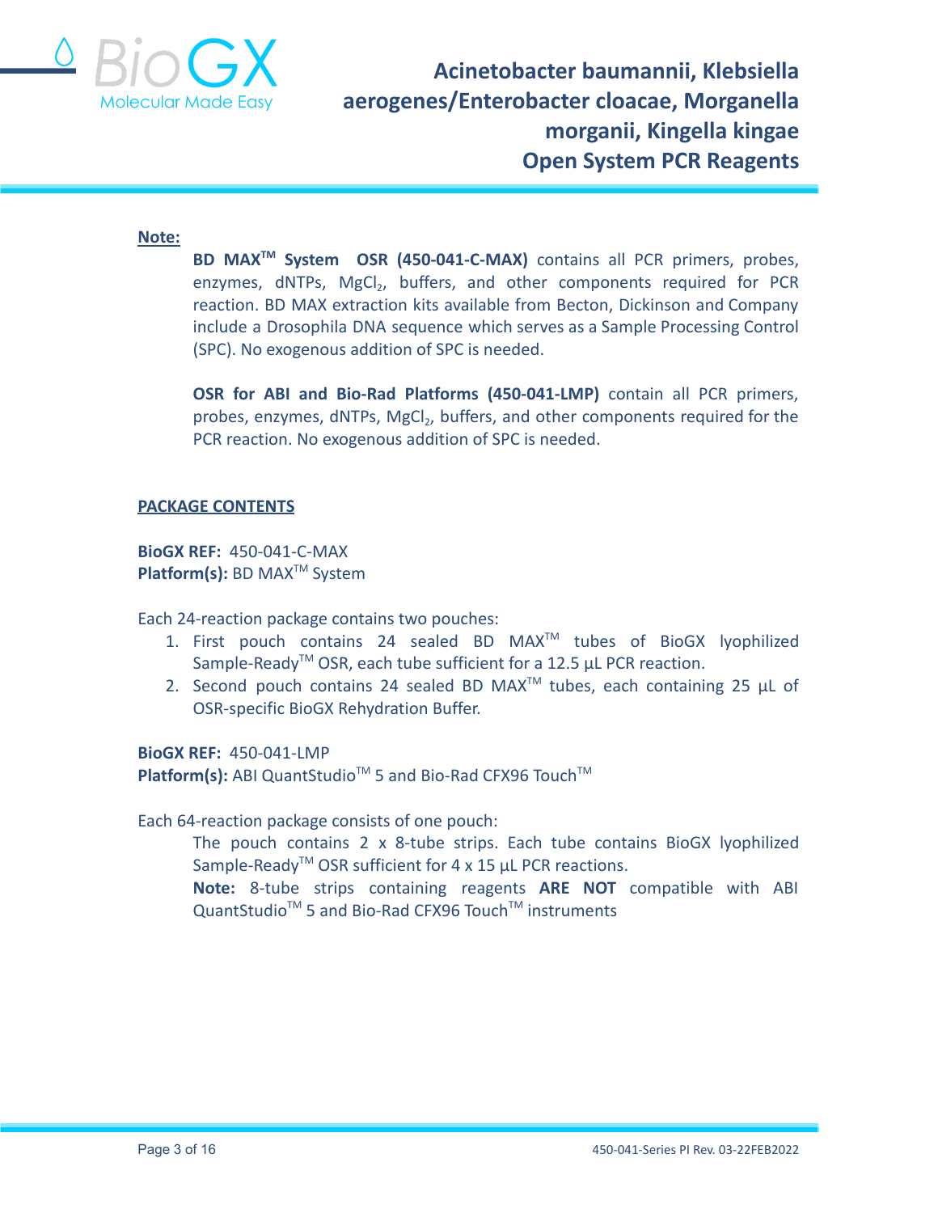**Note:**

**BD MAX™ System OSR (450-041-C-MAX)** contains all PCR primers, probes, enzymes, dNTPs, $MgCl_2$, buffers, and other components required for PCR reaction. BD MAX extraction kits available from Becton, Dickinson and Company include a Drosophila DNA sequence which serves as a Sample Processing Control (SPC). No exogenous addition of SPC is needed.

**OSR for ABI and Bio-Rad Platforms (450-041-LMP)** contain all PCR primers, probes, enzymes, dNTPs, $MgCl_2$, buffers, and other components required for the PCR reaction. No exogenous addition of SPC is needed.

## PACKAGE CONTENTS

**BioGX REF:** 450-041-C-MAX
**Platform(s):** BD MAX™ System

Each 24-reaction package contains two pouches:

1. First pouch contains 24 sealed BD MAX™ tubes of BioGX lyophilized Sample-Ready™ OSR, each tube sufficient for a 12.5 µL PCR reaction.
2. Second pouch contains 24 sealed BD MAX™ tubes, each containing 25 µL of OSR-specific BioGX Rehydration Buffer.

**BioGX REF:** 450-041-LMP
**Platform(s):** ABI QuantStudio™ 5 and Bio-Rad CFX96 Touch™

Each 64-reaction package consists of one pouch:

The pouch contains 2 x 8-tube strips. Each tube contains BioGX lyophilized Sample-Ready™ OSR sufficient for 4 x 15 µL PCR reactions.

**Note:** 8-tube strips containing reagents **ARE NOT** compatible with ABI QuantStudio™ 5 and Bio-Rad CFX96 Touch™ instruments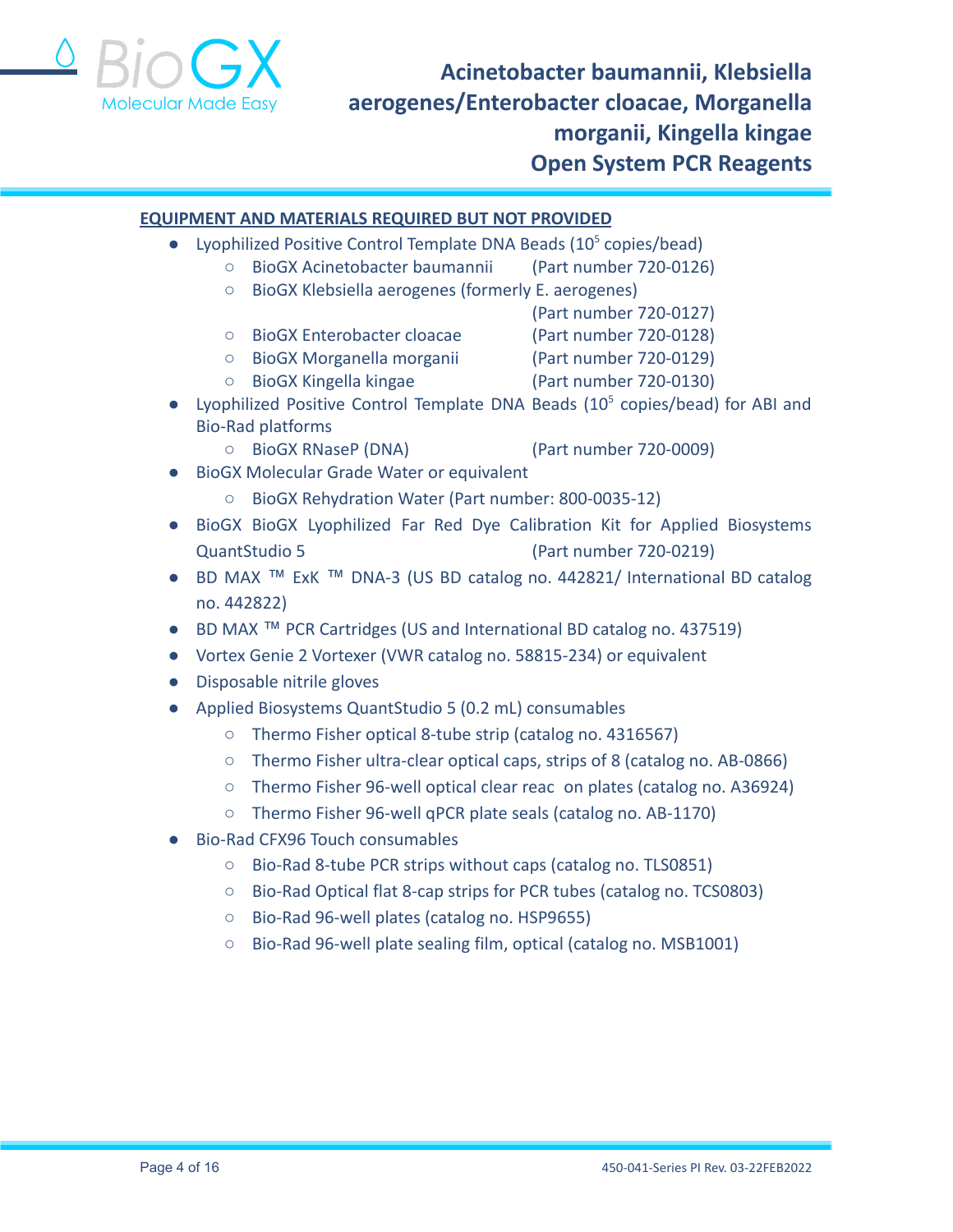## EQUIPMENT AND MATERIALS REQUIRED BUT NOT PROVIDED

- Lyophilized Positive Control Template DNA Beads ($10^5$ copies/bead)
  - BioGX Acinetobacter baumannii (Part number 720-0126)
  - BioGX Klebsiella aerogenes (formerly E. aerogenes) (Part number 720-0127)
  - BioGX Enterobacter cloacae (Part number 720-0128)
  - BioGX Morganella morganii (Part number 720-0129)
  - BioGX Kingella kingae (Part number 720-0130)
- Lyophilized Positive Control Template DNA Beads ($10^5$ copies/bead) for ABI and Bio-Rad platforms
  - BioGX RNaseP (DNA) (Part number 720-0009)
- BioGX Molecular Grade Water or equivalent
  - BioGX Rehydration Water (Part number: 800-0035-12)
- BioGX BioGX Lyophilized Far Red Dye Calibration Kit for Applied Biosystems QuantStudio 5 (Part number 720-0219)
- BD MAX ™ ExK ™ DNA-3 (US BD catalog no. 442821/ International BD catalog no. 442822)
- BD MAX ™ PCR Cartridges (US and International BD catalog no. 437519)
- Vortex Genie 2 Vortexer (VWR catalog no. 58815-234) or equivalent
- Disposable nitrile gloves
- Applied Biosystems QuantStudio 5 (0.2 mL) consumables
  - Thermo Fisher optical 8-tube strip (catalog no. 4316567)
  - Thermo Fisher ultra-clear optical caps, strips of 8 (catalog no. AB-0866)
  - Thermo Fisher 96-well optical clear reac on plates (catalog no. A36924)
  - Thermo Fisher 96-well qPCR plate seals (catalog no. AB-1170)
- Bio-Rad CFX96 Touch consumables
  - Bio-Rad 8-tube PCR strips without caps (catalog no. TLS0851)
  - Bio-Rad Optical flat 8-cap strips for PCR tubes (catalog no. TCS0803)
  - Bio-Rad 96-well plates (catalog no. HSP9655)
  - Bio-Rad 96-well plate sealing film, optical (catalog no. MSB1001)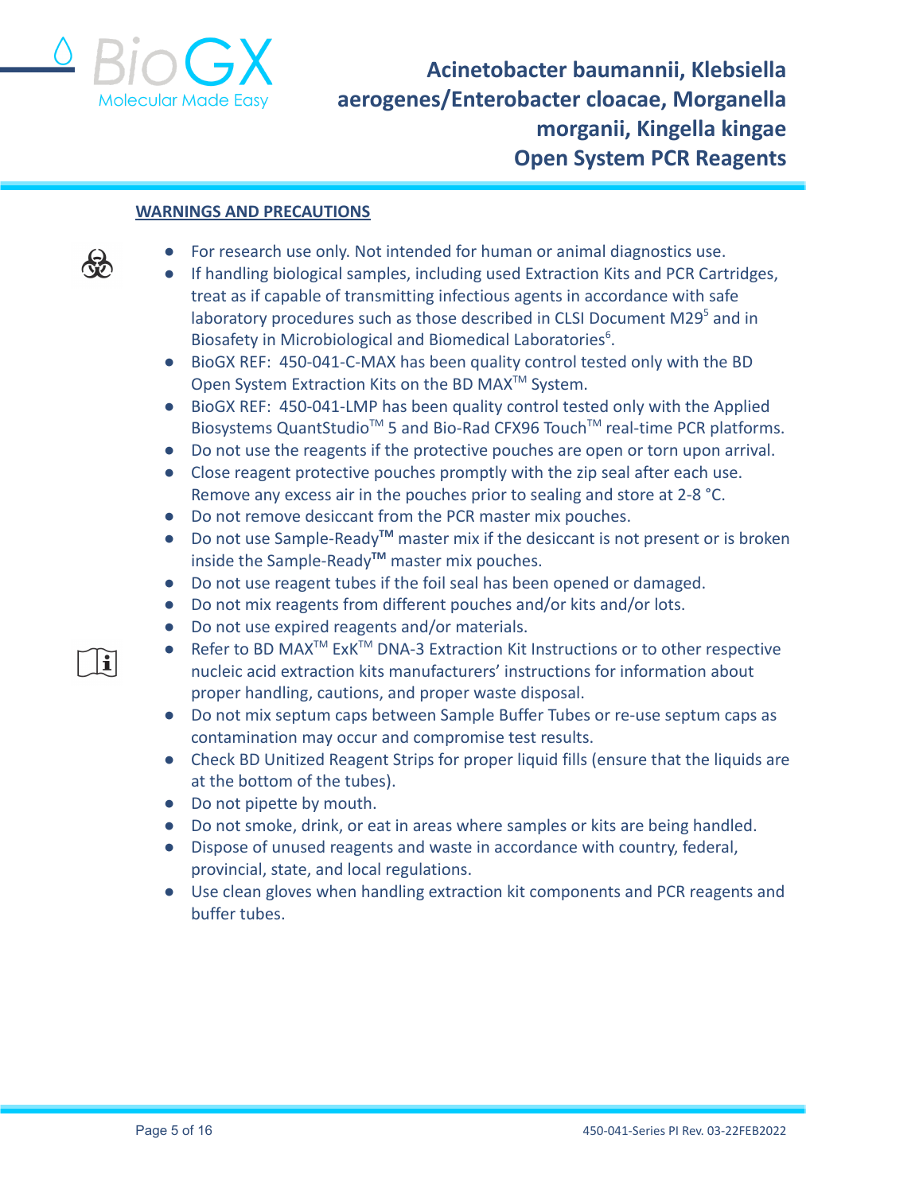## WARNINGS AND PRECAUTIONS

- For research use only. Not intended for human or animal diagnostics use.
- If handling biological samples, including used Extraction Kits and PCR Cartridges, treat as if capable of transmitting infectious agents in accordance with safe laboratory procedures such as those described in CLSI Document M29[5] and in Biosafety in Microbiological and Biomedical Laboratories[6].
- BioGX REF: 450-041-C-MAX has been quality control tested only with the BD Open System Extraction Kits on the BD MAX™ System.
- BioGX REF: 450-041-LMP has been quality control tested only with the Applied Biosystems QuantStudio™ 5 and Bio-Rad CFX96 Touch™ real-time PCR platforms.
- Do not use the reagents if the protective pouches are open or torn upon arrival.
- Close reagent protective pouches promptly with the zip seal after each use. Remove any excess air in the pouches prior to sealing and store at 2-8 °C.
- Do not remove desiccant from the PCR master mix pouches.
- Do not use Sample-Ready™ master mix if the desiccant is not present or is broken inside the Sample-Ready™ master mix pouches.
- Do not use reagent tubes if the foil seal has been opened or damaged.
- Do not mix reagents from different pouches and/or kits and/or lots.
- Do not use expired reagents and/or materials.
- Refer to BD MAX™ ExK™ DNA-3 Extraction Kit Instructions or to other respective nucleic acid extraction kits manufacturers' instructions for information about proper handling, cautions, and proper waste disposal.
- Do not mix septum caps between Sample Buffer Tubes or re-use septum caps as contamination may occur and compromise test results.
- Check BD Unitized Reagent Strips for proper liquid fills (ensure that the liquids are at the bottom of the tubes).
- Do not pipette by mouth.
- Do not smoke, drink, or eat in areas where samples or kits are being handled.
- Dispose of unused reagents and waste in accordance with country, federal, provincial, state, and local regulations.
- Use clean gloves when handling extraction kit components and PCR reagents and buffer tubes.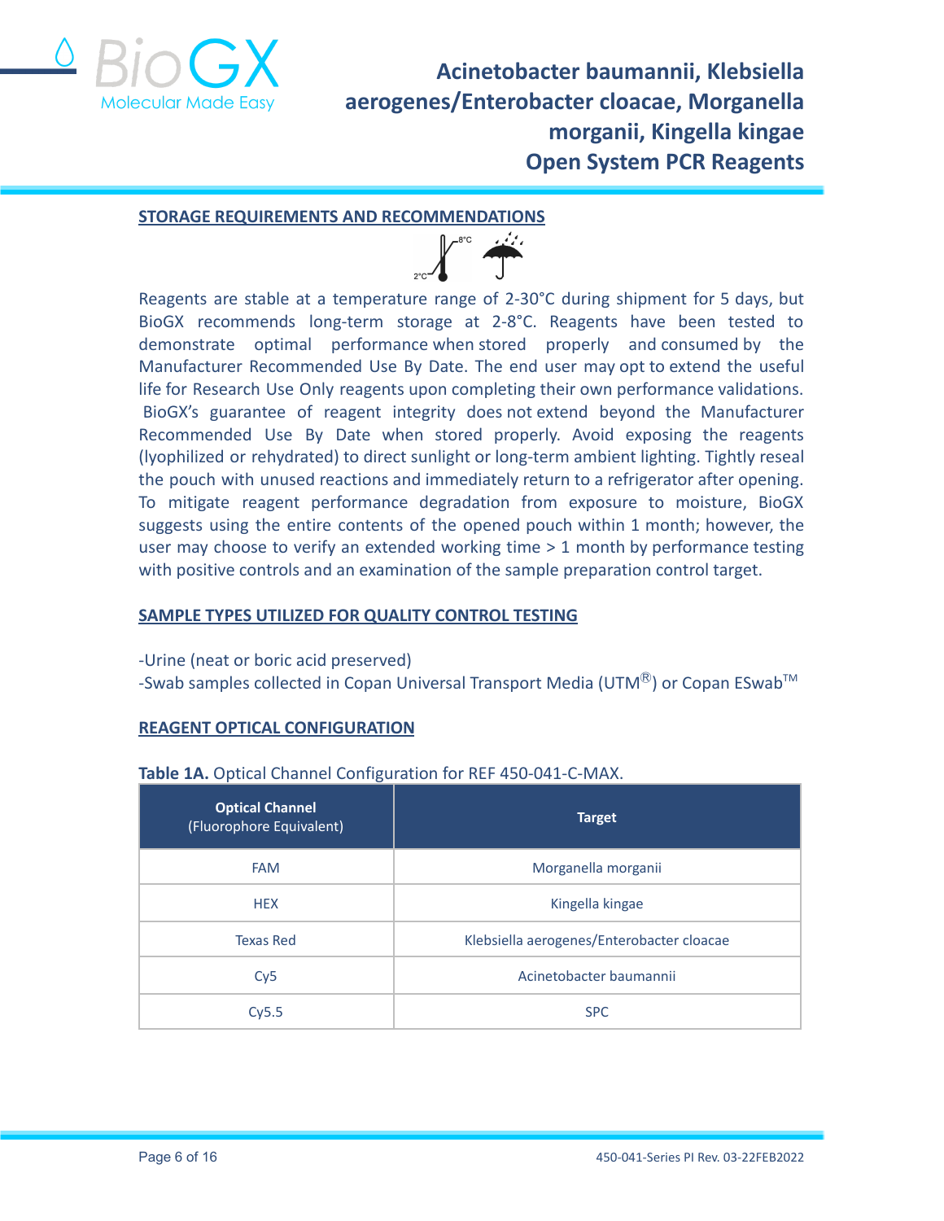## STORAGE REQUIREMENTS AND RECOMMENDATIONS

Reagents are stable at a temperature range of 2-30°C during shipment for 5 days, but BioGX recommends long-term storage at 2-8°C. Reagents have been tested to demonstrate optimal performance when stored properly and consumed by the Manufacturer Recommended Use By Date. The end user may opt to extend the useful life for Research Use Only reagents upon completing their own performance validations. BioGX's guarantee of reagent integrity does not extend beyond the Manufacturer Recommended Use By Date when stored properly. Avoid exposing the reagents (lyophilized or rehydrated) to direct sunlight or long-term ambient lighting. Tightly reseal the pouch with unused reactions and immediately return to a refrigerator after opening. To mitigate reagent performance degradation from exposure to moisture, BioGX suggests using the entire contents of the opened pouch within 1 month; however, the user may choose to verify an extended working time > 1 month by performance testing with positive controls and an examination of the sample preparation control target.

## SAMPLE TYPES UTILIZED FOR QUALITY CONTROL TESTING

-Urine (neat or boric acid preserved)
-Swab samples collected in Copan Universal Transport Media (UTM®) or Copan ESwab™

## REAGENT OPTICAL CONFIGURATION

**Table 1A.** Optical Channel Configuration for REF 450-041-C-MAX.

| Optical Channel (Fluorophore Equivalent) | Target |
|---|---|
| FAM | Morganella morganii |
| HEX | Kingella kingae |
| Texas Red | Klebsiella aerogenes/Enterobacter cloacae |
| Cy5 | Acinetobacter baumannii |
| Cy5.5 | SPC |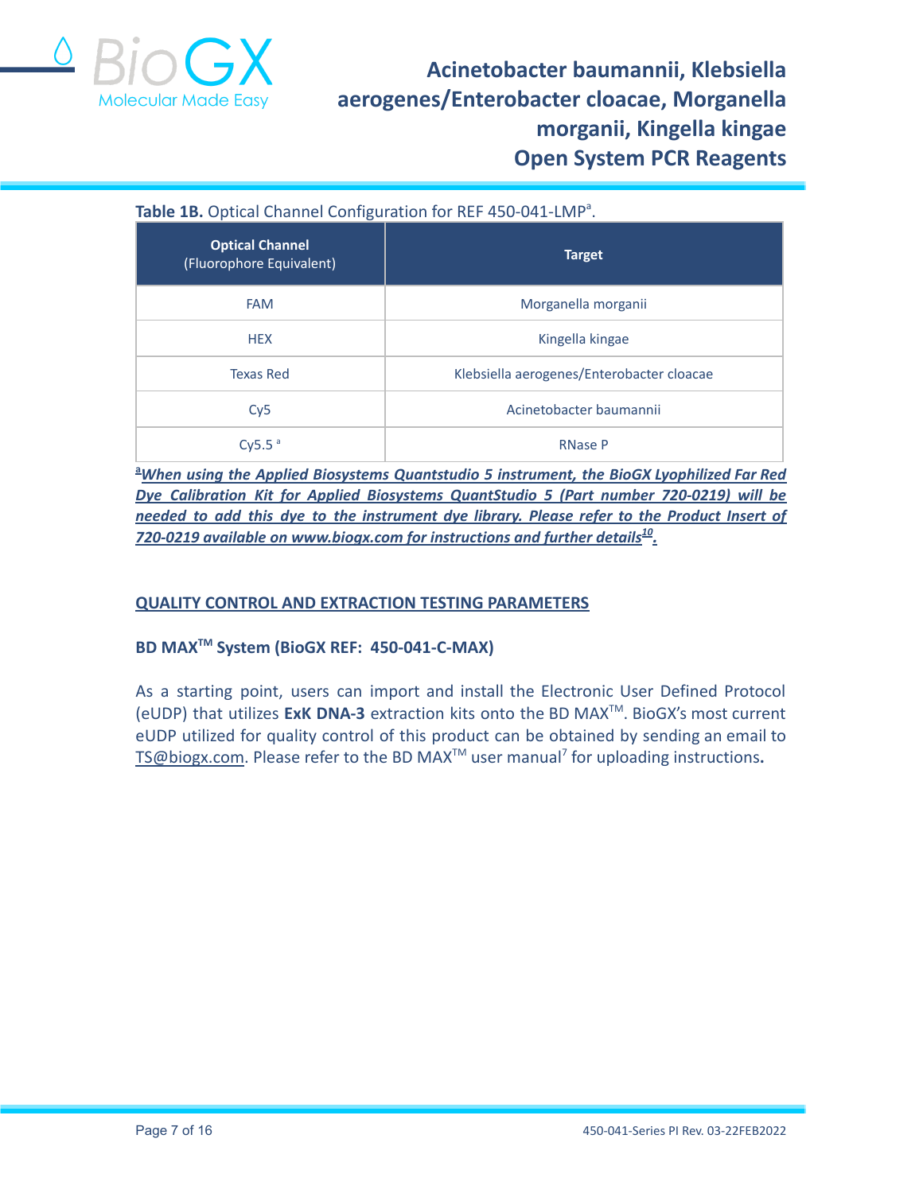**Table 1B.** Optical Channel Configuration for REF 450-041-LMP[a].

| Optical Channel (Fluorophore Equivalent) | Target |
|---|---|
| FAM | Morganella morganii |
| HEX | Kingella kingae |
| Texas Red | Klebsiella aerogenes/Enterobacter cloacae |
| Cy5 | Acinetobacter baumannii |
| Cy5.5 [a] | RNase P |

[a]***When using the Applied Biosystems Quantstudio 5 instrument, the BioGX Lyophilized Far Red Dye Calibration Kit for Applied Biosystems QuantStudio 5 (Part number 720-0219) will be needed to add this dye to the instrument dye library. Please refer to the Product Insert of 720-0219 available on www.biogx.com for instructions and further details[10].***

## QUALITY CONTROL AND EXTRACTION TESTING PARAMETERS

### BD MAX™ System (BioGX REF: 450-041-C-MAX)

As a starting point, users can import and install the Electronic User Defined Protocol (eUDP) that utilizes **ExK DNA-3** extraction kits onto the BD MAX™. BioGX's most current eUDP utilized for quality control of this product can be obtained by sending an email to TS@biogx.com. Please refer to the BD MAX™ user manual[7] for uploading instructions**.**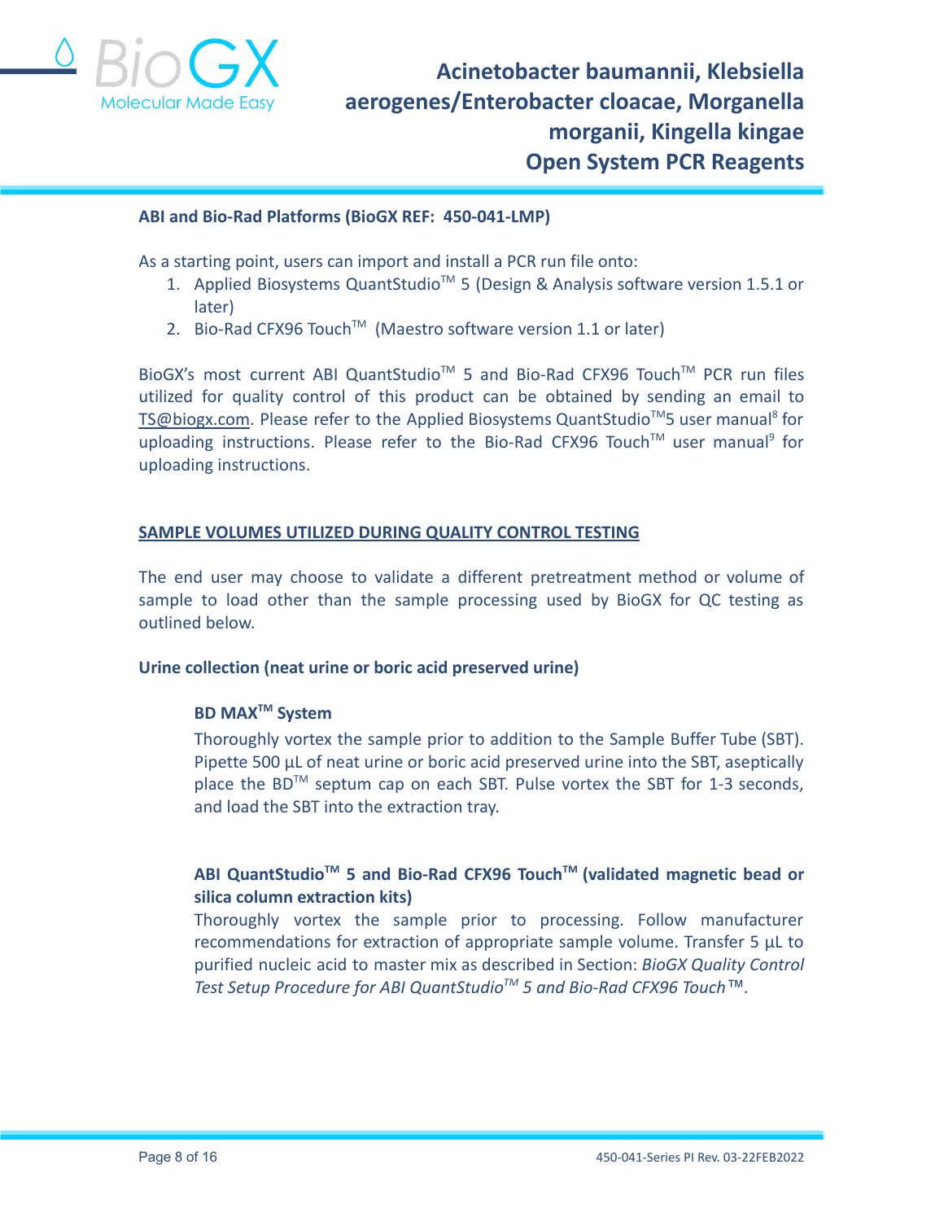**ABI and Bio-Rad Platforms (BioGX REF: 450-041-LMP)**

As a starting point, users can import and install a PCR run file onto:

1. Applied Biosystems QuantStudio™ 5 (Design & Analysis software version 1.5.1 or later)
2. Bio-Rad CFX96 Touch™ (Maestro software version 1.1 or later)

BioGX's most current ABI QuantStudio™ 5 and Bio-Rad CFX96 Touch™ PCR run files utilized for quality control of this product can be obtained by sending an email to TS@biogx.com. Please refer to the Applied Biosystems QuantStudio™5 user manual[8] for uploading instructions. Please refer to the Bio-Rad CFX96 Touch™ user manual[9] for uploading instructions.

## SAMPLE VOLUMES UTILIZED DURING QUALITY CONTROL TESTING

The end user may choose to validate a different pretreatment method or volume of sample to load other than the sample processing used by BioGX for QC testing as outlined below.

### Urine collection (neat urine or boric acid preserved urine)

#### BD MAX™ System

Thoroughly vortex the sample prior to addition to the Sample Buffer Tube (SBT). Pipette 500 µL of neat urine or boric acid preserved urine into the SBT, aseptically place the BD™ septum cap on each SBT. Pulse vortex the SBT for 1-3 seconds, and load the SBT into the extraction tray.

#### ABI QuantStudio™ 5 and Bio-Rad CFX96 Touch™ (validated magnetic bead or silica column extraction kits)

Thoroughly vortex the sample prior to processing. Follow manufacturer recommendations for extraction of appropriate sample volume. Transfer 5 µL to purified nucleic acid to master mix as described in Section: *BioGX Quality Control Test Setup Procedure for ABI QuantStudio™ 5 and Bio-Rad CFX96 Touch™.*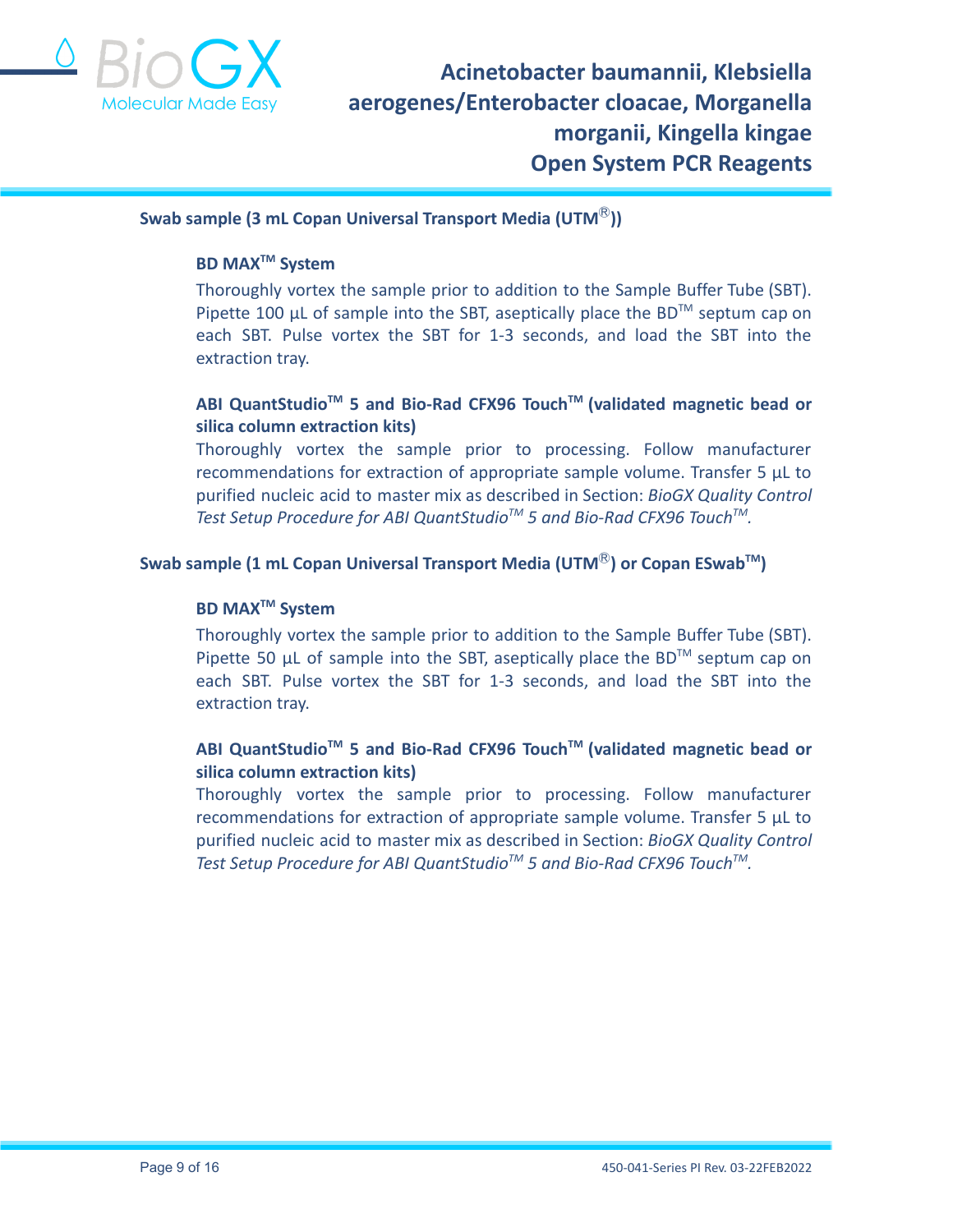**Swab sample (3 mL Copan Universal Transport Media (UTM®))**

**BD MAX™ System**

Thoroughly vortex the sample prior to addition to the Sample Buffer Tube (SBT). Pipette 100 µL of sample into the SBT, aseptically place the BD™ septum cap on each SBT. Pulse vortex the SBT for 1-3 seconds, and load the SBT into the extraction tray.

**ABI QuantStudio™ 5 and Bio-Rad CFX96 Touch™ (validated magnetic bead or silica column extraction kits)**

Thoroughly vortex the sample prior to processing. Follow manufacturer recommendations for extraction of appropriate sample volume. Transfer 5 µL to purified nucleic acid to master mix as described in Section: *BioGX Quality Control Test Setup Procedure for ABI QuantStudio™ 5 and Bio-Rad CFX96 Touch™.*

**Swab sample (1 mL Copan Universal Transport Media (UTM®) or Copan ESwab™)**

**BD MAX™ System**

Thoroughly vortex the sample prior to addition to the Sample Buffer Tube (SBT). Pipette 50 µL of sample into the SBT, aseptically place the BD™ septum cap on each SBT. Pulse vortex the SBT for 1-3 seconds, and load the SBT into the extraction tray.

**ABI QuantStudio™ 5 and Bio-Rad CFX96 Touch™ (validated magnetic bead or silica column extraction kits)**

Thoroughly vortex the sample prior to processing. Follow manufacturer recommendations for extraction of appropriate sample volume. Transfer 5 µL to purified nucleic acid to master mix as described in Section: *BioGX Quality Control Test Setup Procedure for ABI QuantStudio™ 5 and Bio-Rad CFX96 Touch™.*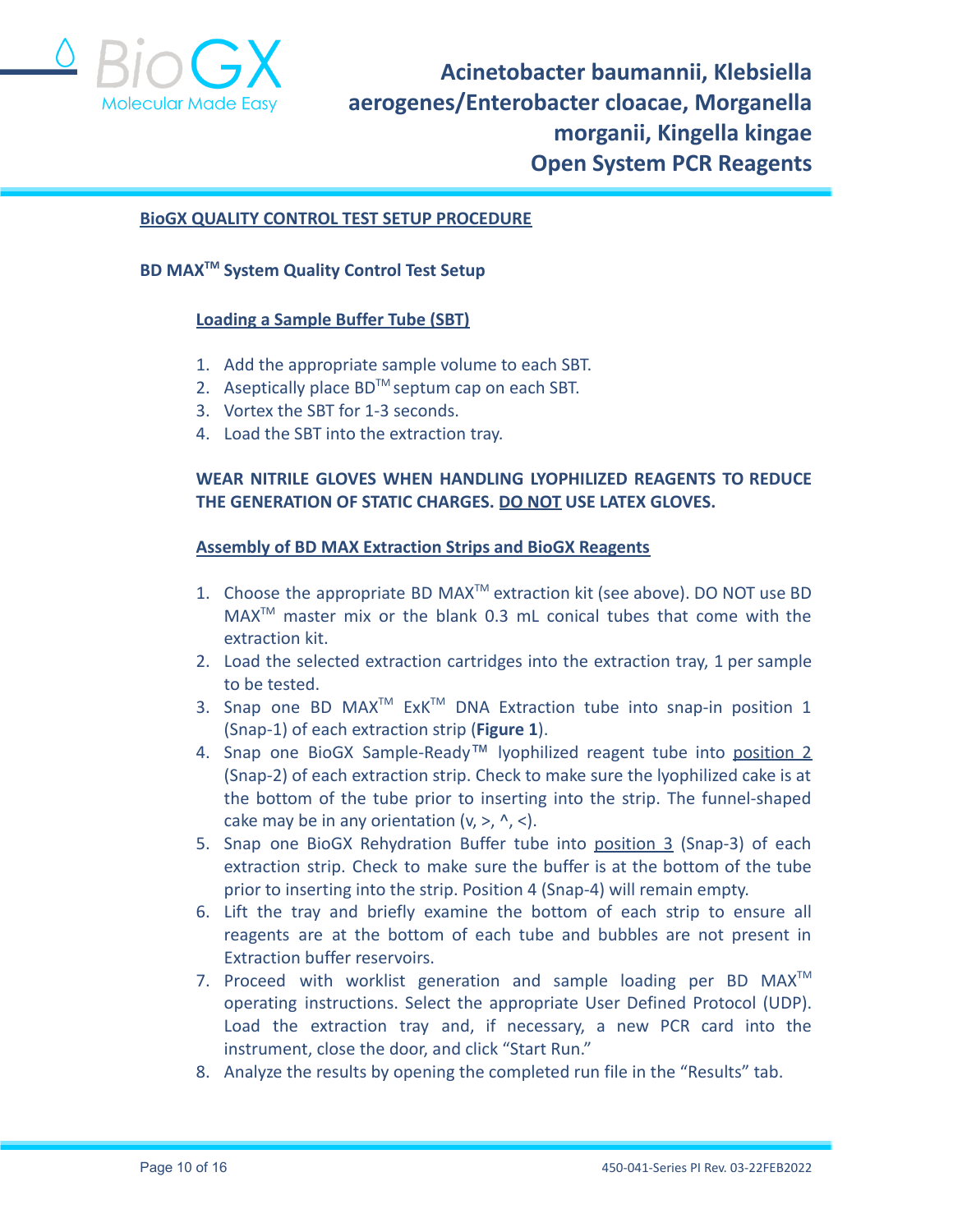## BioGX QUALITY CONTROL TEST SETUP PROCEDURE

### BD MAX™ System Quality Control Test Setup

#### Loading a Sample Buffer Tube (SBT)

1. Add the appropriate sample volume to each SBT.
2. Aseptically place BD™ septum cap on each SBT.
3. Vortex the SBT for 1-3 seconds.
4. Load the SBT into the extraction tray.

**WEAR NITRILE GLOVES WHEN HANDLING LYOPHILIZED REAGENTS TO REDUCE THE GENERATION OF STATIC CHARGES. DO NOT USE LATEX GLOVES.**

#### Assembly of BD MAX Extraction Strips and BioGX Reagents

1. Choose the appropriate BD MAX™ extraction kit (see above). DO NOT use BD MAX™ master mix or the blank 0.3 mL conical tubes that come with the extraction kit.
2. Load the selected extraction cartridges into the extraction tray, 1 per sample to be tested.
3. Snap one BD MAX™ ExK™ DNA Extraction tube into snap-in position 1 (Snap-1) of each extraction strip (**Figure 1**).
4. Snap one BioGX Sample-Ready™ lyophilized reagent tube into position 2 (Snap-2) of each extraction strip. Check to make sure the lyophilized cake is at the bottom of the tube prior to inserting into the strip. The funnel-shaped cake may be in any orientation (v, >, ^, <).
5. Snap one BioGX Rehydration Buffer tube into position 3 (Snap-3) of each extraction strip. Check to make sure the buffer is at the bottom of the tube prior to inserting into the strip. Position 4 (Snap-4) will remain empty.
6. Lift the tray and briefly examine the bottom of each strip to ensure all reagents are at the bottom of each tube and bubbles are not present in Extraction buffer reservoirs.
7. Proceed with worklist generation and sample loading per BD MAX™ operating instructions. Select the appropriate User Defined Protocol (UDP). Load the extraction tray and, if necessary, a new PCR card into the instrument, close the door, and click "Start Run."
8. Analyze the results by opening the completed run file in the "Results" tab.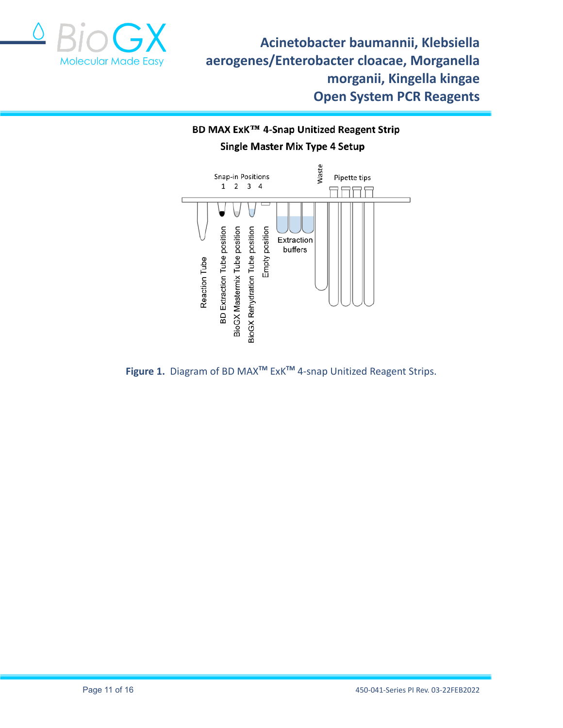BD MAX ExK™ 4-Snap Unitized Reagent Strip

Single Master Mix Type 4 Setup

Snap-in Positions
1 2 3 4

Waste

Pipette tips

Reaction Tube

BD Extraction Tube position

BioGX Mastermix Tube position

BioGX Rehydration Tube position

Empty position

Extraction buffers

**Figure 1.** Diagram of BD MAX™ ExK™ 4-snap Unitized Reagent Strips.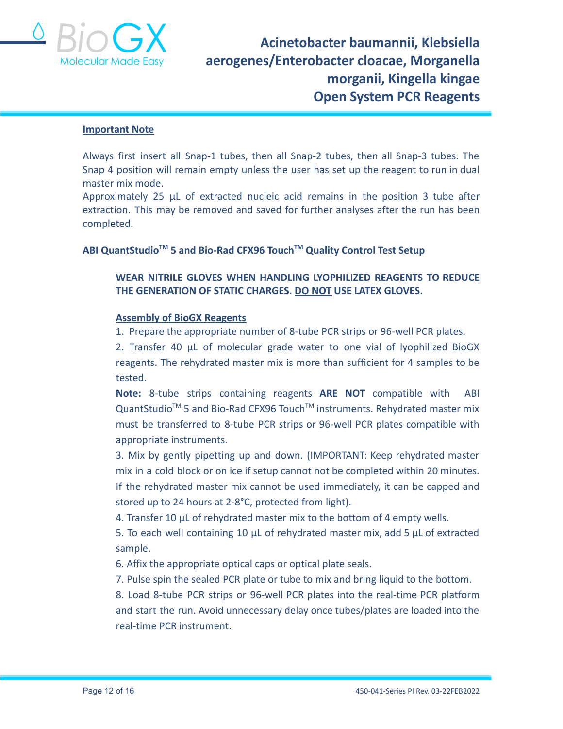**Important Note**

Always first insert all Snap-1 tubes, then all Snap-2 tubes, then all Snap-3 tubes. The Snap 4 position will remain empty unless the user has set up the reagent to run in dual master mix mode.

Approximately 25 µL of extracted nucleic acid remains in the position 3 tube after extraction. This may be removed and saved for further analyses after the run has been completed.

**ABI QuantStudio™ 5 and Bio-Rad CFX96 Touch™ Quality Control Test Setup**

**WEAR NITRILE GLOVES WHEN HANDLING LYOPHILIZED REAGENTS TO REDUCE THE GENERATION OF STATIC CHARGES. DO NOT USE LATEX GLOVES.**

**Assembly of BioGX Reagents**

1. Prepare the appropriate number of 8-tube PCR strips or 96-well PCR plates.
2. Transfer 40 µL of molecular grade water to one vial of lyophilized BioGX reagents. The rehydrated master mix is more than sufficient for 4 samples to be tested.

**Note:** 8-tube strips containing reagents **ARE NOT** compatible with ABI QuantStudio™ 5 and Bio-Rad CFX96 Touch™ instruments. Rehydrated master mix must be transferred to 8-tube PCR strips or 96-well PCR plates compatible with appropriate instruments.

3. Mix by gently pipetting up and down. (IMPORTANT: Keep rehydrated master mix in a cold block or on ice if setup cannot not be completed within 20 minutes. If the rehydrated master mix cannot be used immediately, it can be capped and stored up to 24 hours at 2-8°C, protected from light).
4. Transfer 10 µL of rehydrated master mix to the bottom of 4 empty wells.
5. To each well containing 10 µL of rehydrated master mix, add 5 µL of extracted sample.
6. Affix the appropriate optical caps or optical plate seals.
7. Pulse spin the sealed PCR plate or tube to mix and bring liquid to the bottom.
8. Load 8-tube PCR strips or 96-well PCR plates into the real-time PCR platform and start the run. Avoid unnecessary delay once tubes/plates are loaded into the real-time PCR instrument.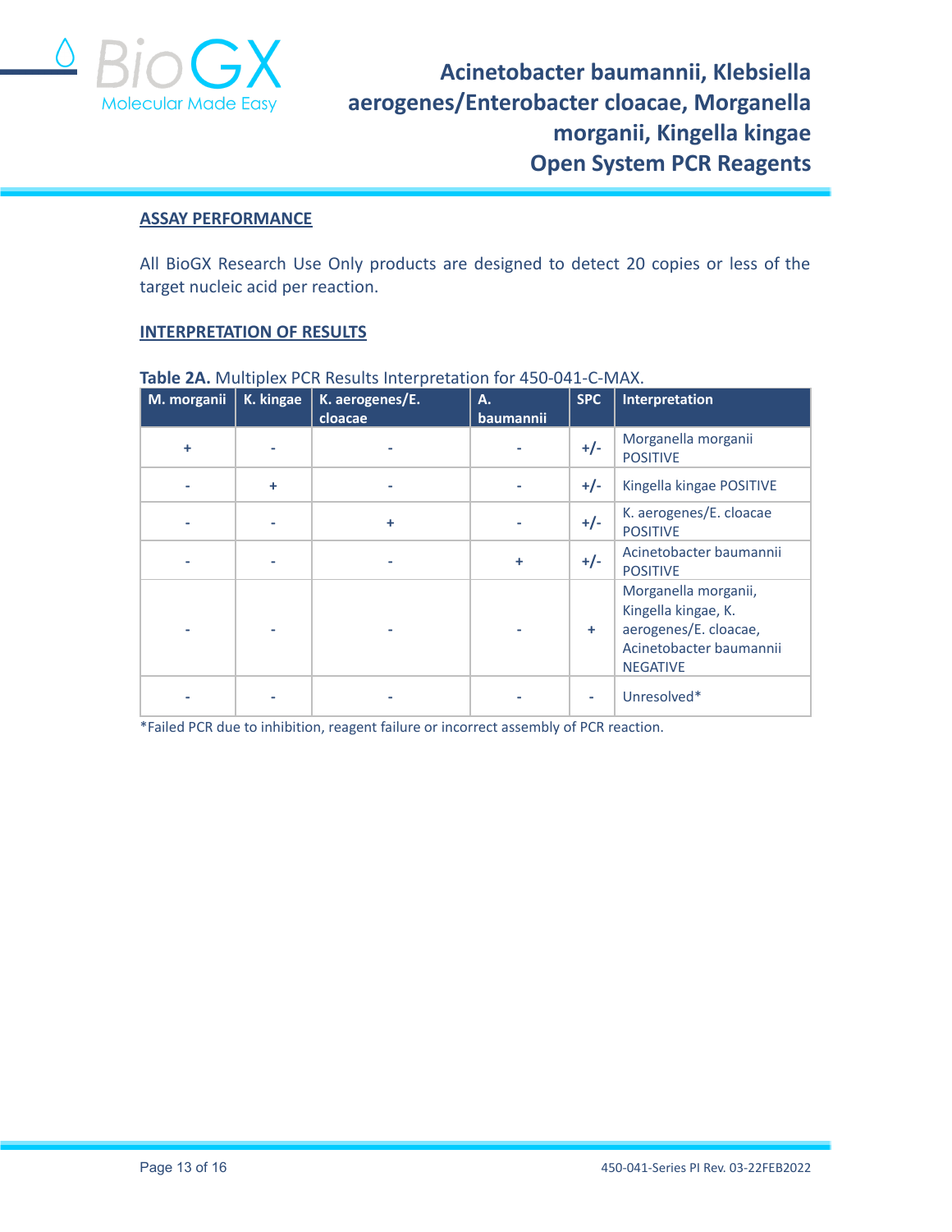## ASSAY PERFORMANCE

All BioGX Research Use Only products are designed to detect 20 copies or less of the target nucleic acid per reaction.

## INTERPRETATION OF RESULTS

**Table 2A.** Multiplex PCR Results Interpretation for 450-041-C-MAX.

| M. morganii | K. kingae | K. aerogenes/E. cloacae | A. baumannii | SPC | Interpretation |
|---|---|---|---|---|---|
| + | - | - | - | +/- | Morganella morganii POSITIVE |
| - | + | - | - | +/- | Kingella kingae POSITIVE |
| - | - | + | - | +/- | K. aerogenes/E. cloacae POSITIVE |
| - | - | - | + | +/- | Acinetobacter baumannii POSITIVE |
| - | - | - | - | + | Morganella morganii, Kingella kingae, K. aerogenes/E. cloacae, Acinetobacter baumannii NEGATIVE |
| - | - | - | - | - | Unresolved* |

*Failed PCR due to inhibition, reagent failure or incorrect assembly of PCR reaction.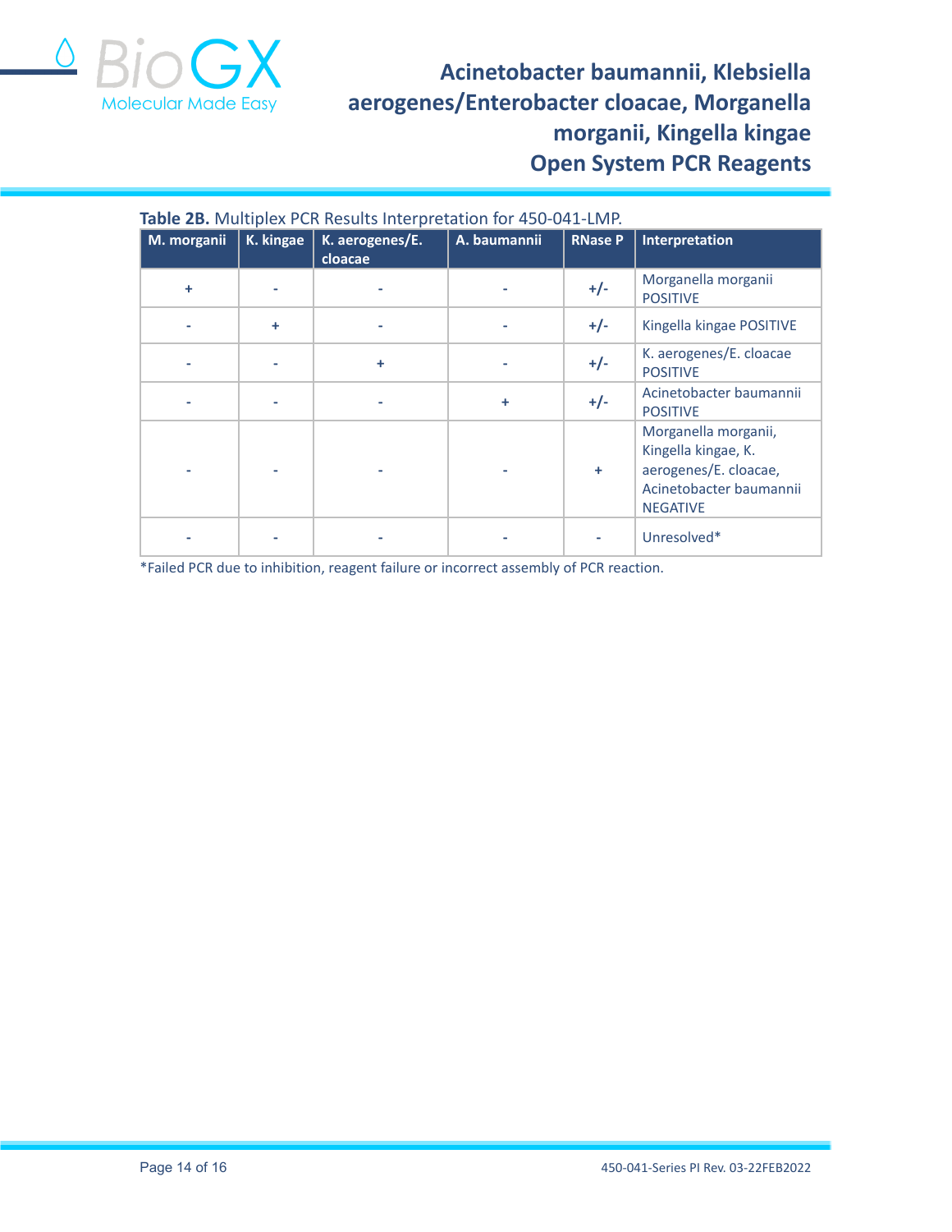**Table 2B.** Multiplex PCR Results Interpretation for 450-041-LMP.

| M. morganii | K. kingae | K. aerogenes/E. cloacae | A. baumannii | RNase P | Interpretation |
|---|---|---|---|---|---|
| + | - | - | - | +/- | Morganella morganii POSITIVE |
| - | + | - | - | +/- | Kingella kingae POSITIVE |
| - | - | + | - | +/- | K. aerogenes/E. cloacae POSITIVE |
| - | - | - | + | +/- | Acinetobacter baumannii POSITIVE |
| - | - | - | - | + | Morganella morganii, Kingella kingae, K. aerogenes/E. cloacae, Acinetobacter baumannii NEGATIVE |
| - | - | - | - | - | Unresolved* |

*Failed PCR due to inhibition, reagent failure or incorrect assembly of PCR reaction.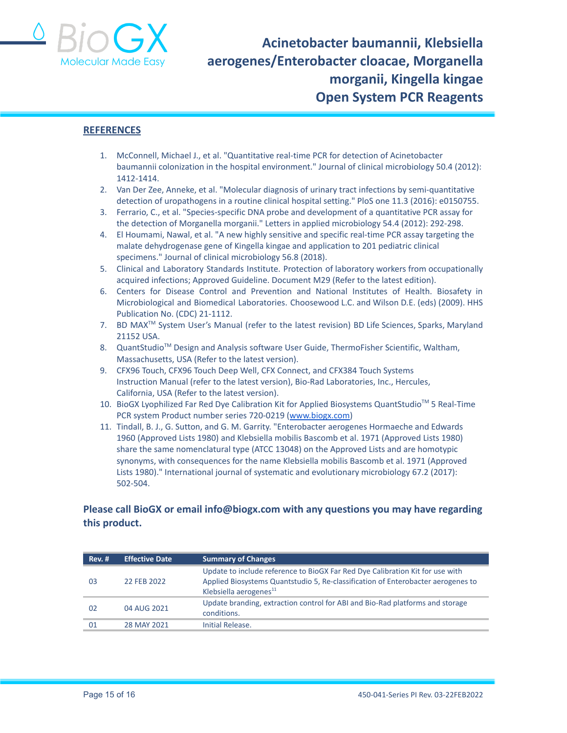## REFERENCES

1. McConnell, Michael J., et al. "Quantitative real-time PCR for detection of Acinetobacter baumannii colonization in the hospital environment." Journal of clinical microbiology 50.4 (2012): 1412-1414.
2. Van Der Zee, Anneke, et al. "Molecular diagnosis of urinary tract infections by semi-quantitative detection of uropathogens in a routine clinical hospital setting." PloS one 11.3 (2016): e0150755.
3. Ferrario, C., et al. "Species-specific DNA probe and development of a quantitative PCR assay for the detection of Morganella morganii." Letters in applied microbiology 54.4 (2012): 292-298.
4. El Houmami, Nawal, et al. "A new highly sensitive and specific real-time PCR assay targeting the malate dehydrogenase gene of Kingella kingae and application to 201 pediatric clinical specimens." Journal of clinical microbiology 56.8 (2018).
5. Clinical and Laboratory Standards Institute. Protection of laboratory workers from occupationally acquired infections; Approved Guideline. Document M29 (Refer to the latest edition).
6. Centers for Disease Control and Prevention and National Institutes of Health. Biosafety in Microbiological and Biomedical Laboratories. Choosewood L.C. and Wilson D.E. (eds) (2009). HHS Publication No. (CDC) 21-1112.
7. BD MAX™ System User's Manual (refer to the latest revision) BD Life Sciences, Sparks, Maryland 21152 USA.
8. QuantStudio™ Design and Analysis software User Guide, ThermoFisher Scientific, Waltham, Massachusetts, USA (Refer to the latest version).
9. CFX96 Touch, CFX96 Touch Deep Well, CFX Connect, and CFX384 Touch Systems Instruction Manual (refer to the latest version), Bio-Rad Laboratories, Inc., Hercules, California, USA (Refer to the latest version).
10. BioGX Lyophilized Far Red Dye Calibration Kit for Applied Biosystems QuantStudio™ 5 Real-Time PCR system Product number series 720-0219 (www.biogx.com)
11. Tindall, B. J., G. Sutton, and G. M. Garrity. "Enterobacter aerogenes Hormaeche and Edwards 1960 (Approved Lists 1980) and Klebsiella mobilis Bascomb et al. 1971 (Approved Lists 1980) share the same nomenclatural type (ATCC 13048) on the Approved Lists and are homotypic synonyms, with consequences for the name Klebsiella mobilis Bascomb et al. 1971 (Approved Lists 1980)." International journal of systematic and evolutionary microbiology 67.2 (2017): 502-504.

**Please call BioGX or email info@biogx.com with any questions you may have regarding this product.**

| Rev. # | Effective Date | Summary of Changes |
|---|---|---|
| 03 | 22 FEB 2022 | Update to include reference to BioGX Far Red Dye Calibration Kit for use with Applied Biosystems Quantstudio 5, Re-classification of Enterobacter aerogenes to Klebsiella aerogenes[11] |
| 02 | 04 AUG 2021 | Update branding, extraction control for ABI and Bio-Rad platforms and storage conditions. |
| 01 | 28 MAY 2021 | Initial Release. |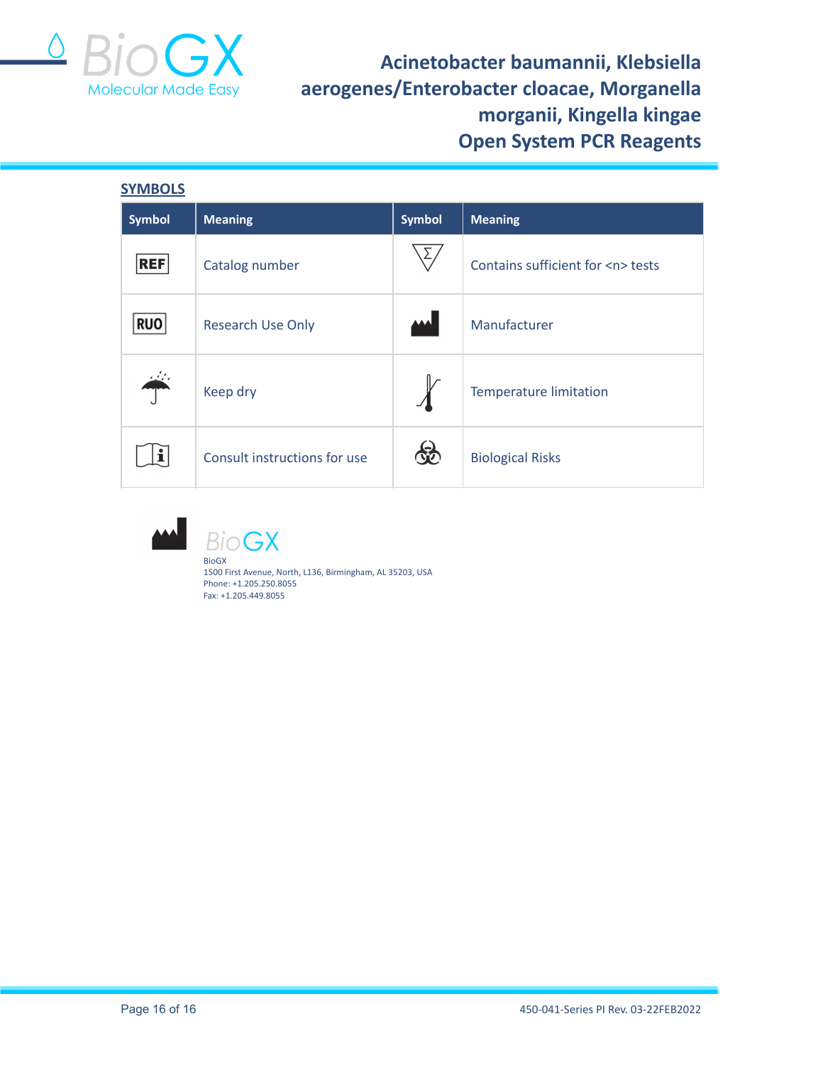## SYMBOLS

| Symbol | Meaning | Symbol | Meaning |
|---|---|---|---|
| REF | Catalog number | | Contains sufficient for <n> tests |
| RUO | Research Use Only | | Manufacturer |
| | Keep dry | | Temperature limitation |
| | Consult instructions for use | | Biological Risks |

BioGX

BioGX
1500 First Avenue, North, L136, Birmingham, AL 35203, USA
Phone: +1.205.250.8055
Fax: +1.205.449.8055